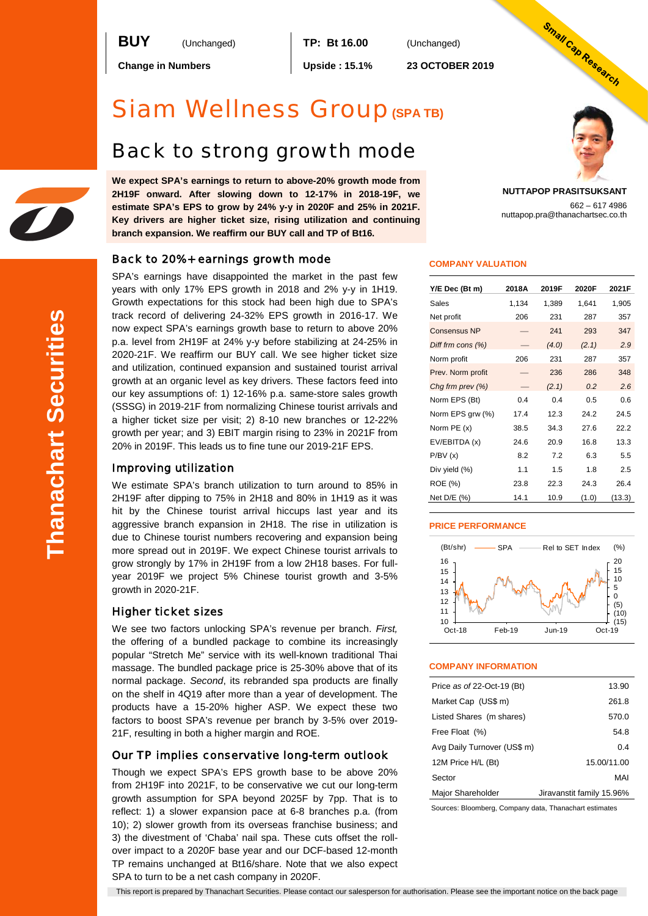**BUY** (Unchanged) | **TP: Bt 16.00** (Unchanged)

**Change in Numbers** | **Upside : 15.1%** | **23 OCTOBER 2019**

Small Cap Research

# Siam Wellness Group (SPA TB)

## Back to strong growth mode

**We expect SPA's earnings to return to above-20% growth mode from 2H19F onward. After slowing down to 12-17% in 2018-19F, we estimate SPA's EPS to grow by 24% y-y in 2020F and 25% in 2021F. Key drivers are higher ticket size, rising utilization and continuing branch expansion. We reaffirm our BUY call and TP of Bt16.**

**NUTTAPOP PRASITSUKSANT**
662 – 617 4986
nuttapop.pra@thanachartsec.co.th

### Back to 20%+ earnings growth mode

SPA's earnings have disappointed the market in the past few years with only 17% EPS growth in 2018 and 2% y-y in 1H19. Growth expectations for this stock had been high due to SPA's track record of delivering 24-32% EPS growth in 2016-17. We now expect SPA's earnings growth base to return to above 20% p.a. level from 2H19F at 24% y-y before stabilizing at 24-25% in 2020-21F. We reaffirm our BUY call. We see higher ticket size and utilization, continued expansion and sustained tourist arrival growth at an organic level as key drivers. These factors feed into our key assumptions of: 1) 12-16% p.a. same-store sales growth (SSSG) in 2019-21F from normalizing Chinese tourist arrivals and a higher ticket size per visit; 2) 8-10 new branches or 12-22% growth per year; and 3) EBIT margin rising to 23% in 2021F from 20% in 2019F. This leads us to fine tune our 2019-21F EPS.

### Improving utilization

We estimate SPA's branch utilization to turn around to 85% in 2H19F after dipping to 75% in 2H18 and 80% in 1H19 as it was hit by the Chinese tourist arrival hiccups last year and its aggressive branch expansion in 2H18. The rise in utilization is due to Chinese tourist numbers recovering and expansion being more spread out in 2019F. We expect Chinese tourist arrivals to grow strongly by 17% in 2H19F from a low 2H18 bases. For full-year 2019F we project 5% Chinese tourist growth and 3-5% growth in 2020-21F.

### Higher ticket sizes

We see two factors unlocking SPA's revenue per branch. *First,* the offering of a bundled package to combine its increasingly popular "Stretch Me" service with its well-known traditional Thai massage. The bundled package price is 25-30% above that of its normal package. *Second*, its rebranded spa products are finally on the shelf in 4Q19 after more than a year of development. The products have a 15-20% higher ASP. We expect these two factors to boost SPA's revenue per branch by 3-5% over 2019-21F, resulting in both a higher margin and ROE.

### Our TP implies conservative long-term outlook

Though we expect SPA's EPS growth base to be above 20% from 2H19F into 2021F, to be conservative we cut our long-term growth assumption for SPA beyond 2025F by 7pp. That is to reflect: 1) a slower expansion pace at 6-8 branches p.a. (from 10); 2) slower growth from its overseas franchise business; and 3) the divestment of 'Chaba' nail spa. These cuts offset the roll-over impact to a 2020F base year and our DCF-based 12-month TP remains unchanged at Bt16/share. Note that we also expect SPA to turn to be a net cash company in 2020F.

#### COMPANY VALUATION

| Y/E Dec (Bt m) | 2018A | 2019F | 2020F | 2021F |
|---|---|---|---|---|
| Sales | 1,134 | 1,389 | 1,641 | 1,905 |
| Net profit | 206 | 231 | 287 | 357 |
| Consensus NP | — | 241 | 293 | 347 |
| *Diff frm cons (%)* | — | *(4.0)* | *(2.1)* | *2.9* |
| Norm profit | 206 | 231 | 287 | 357 |
| Prev. Norm profit | — | 236 | 286 | 348 |
| *Chg frm prev (%)* | — | *(2.1)* | *0.2* | *2.6* |
| Norm EPS (Bt) | 0.4 | 0.4 | 0.5 | 0.6 |
| Norm EPS grw (%) | 17.4 | 12.3 | 24.2 | 24.5 |
| Norm PE (x) | 38.5 | 34.3 | 27.6 | 22.2 |
| EV/EBITDA (x) | 24.6 | 20.9 | 16.8 | 13.3 |
| P/BV (x) | 8.2 | 7.2 | 6.3 | 5.5 |
| Div yield (%) | 1.1 | 1.5 | 1.8 | 2.5 |
| ROE (%) | 23.8 | 22.3 | 24.3 | 26.4 |
| Net D/E (%) | 14.1 | 10.9 | (1.0) | (13.3) |

#### PRICE PERFORMANCE

(Bt/shr) — SPA — Rel to SET Index (%)

#### COMPANY INFORMATION

| | |
|---|---|
| Price *as of* 22-Oct-19 (Bt) | 13.90 |
| Market Cap (US$ m) | 261.8 |
| Listed Shares (m shares) | 570.0 |
| Free Float (%) | 54.8 |
| Avg Daily Turnover (US$ m) | 0.4 |
| 12M Price H/L (Bt) | 15.00/11.00 |
| Sector | MAI |
| Major Shareholder | Jiravanstit family 15.96% |

Sources: Bloomberg, Company data, Thanachart estimates

This report is prepared by Thanachart Securities. Please contact our salesperson for authorisation. Please see the important notice on the back page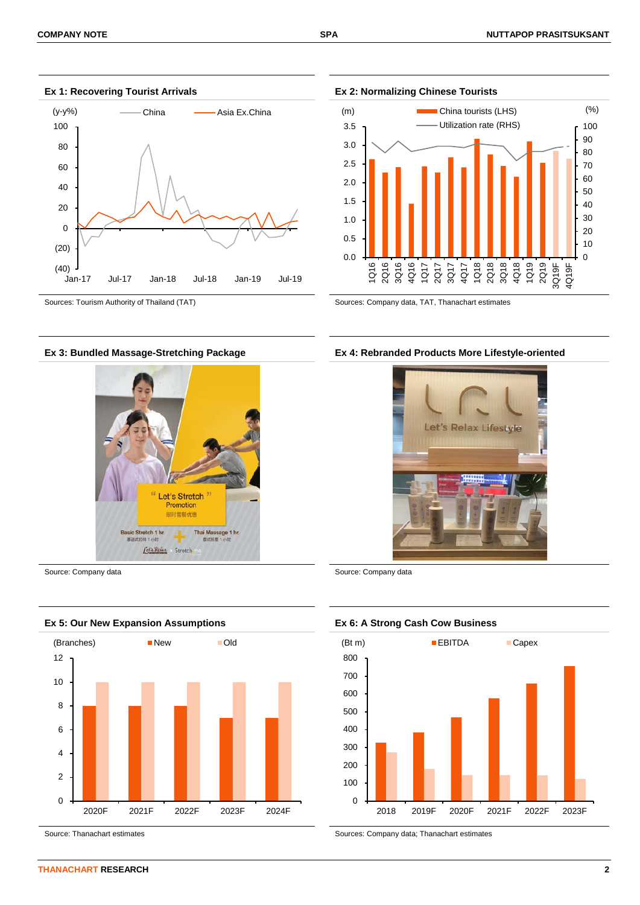### Ex 1: Recovering Tourist Arrivals

(y-y%) — China — Asia Ex.China

Sources: Tourism Authority of Thailand (TAT)

### Ex 2: Normalizing Chinese Tourists

(m) China tourists (LHS) — Utilization rate (RHS) (%)

Sources: Company data, TAT, Thanachart estimates

### Ex 3: Bundled Massage-Stretching Package

Source: Company data

### Ex 4: Rebranded Products More Lifestyle-oriented

Source: Company data

### Ex 5: Our New Expansion Assumptions

| (Branches) | New | Old |
|---|---|---|
| 2020F | 8 | 10 |
| 2021F | 8 | 10 |
| 2022F | 8 | 10 |
| 2023F | 7 | 10 |
| 2024F | 7 | 10 |

Source: Thanachart estimates

### Ex 6: A Strong Cash Cow Business

(Bt m) EBITDA, Capex

Sources: Company data; Thanachart estimates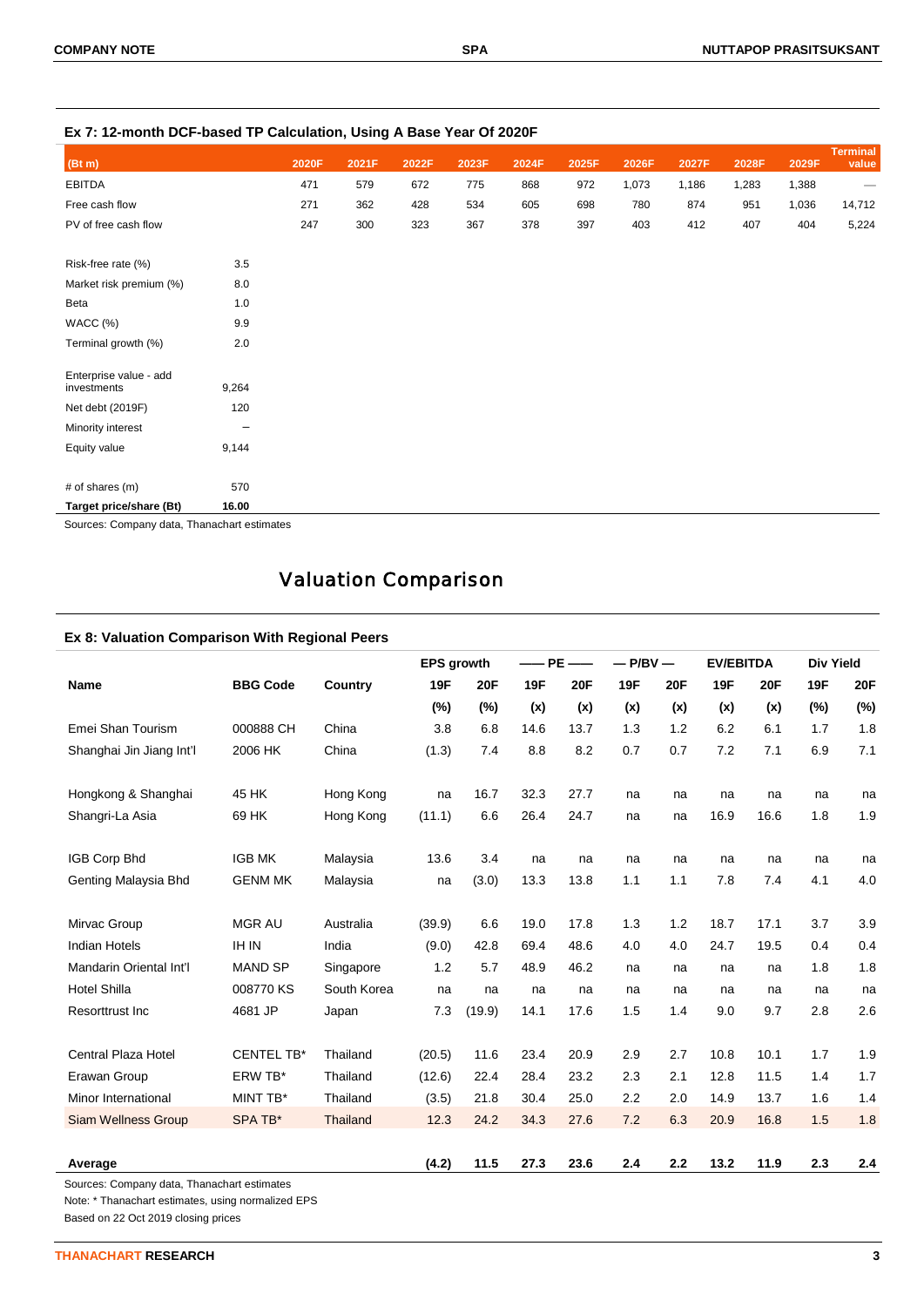### Ex 7: 12-month DCF-based TP Calculation, Using A Base Year Of 2020F

| (Bt m) | 2020F | 2021F | 2022F | 2023F | 2024F | 2025F | 2026F | 2027F | 2028F | 2029F | Terminal value |
|---|---|---|---|---|---|---|---|---|---|---|---|
| EBITDA | 471 | 579 | 672 | 775 | 868 | 972 | 1,073 | 1,186 | 1,283 | 1,388 | — |
| Free cash flow | 271 | 362 | 428 | 534 | 605 | 698 | 780 | 874 | 951 | 1,036 | 14,712 |
| PV of free cash flow | 247 | 300 | 323 | 367 | 378 | 397 | 403 | 412 | 407 | 404 | 5,224 |

| | |
|---|---|
| Risk-free rate (%) | 3.5 |
| Market risk premium (%) | 8.0 |
| Beta | 1.0 |
| WACC (%) | 9.9 |
| Terminal growth (%) | 2.0 |
| Enterprise value - add investments | 9,264 |
| Net debt (2019F) | 120 |
| Minority interest | – |
| Equity value | 9,144 |
| # of shares (m) | 570 |
| **Target price/share (Bt)** | **16.00** |

Sources: Company data, Thanachart estimates

## Valuation Comparison

### Ex 8: Valuation Comparison With Regional Peers

| Name | BBG Code | Country | EPS growth | | PE | | P/BV | | EV/EBITDA | | Div Yield | |
|---|---|---|---|---|---|---|---|---|---|---|---|---|
| | | | 19F | 20F | 19F | 20F | 19F | 20F | 19F | 20F | 19F | 20F |
| | | | (%) | (%) | (x) | (x) | (x) | (x) | (x) | (x) | (%) | (%) |
| Emei Shan Tourism | 000888 CH | China | 3.8 | 6.8 | 14.6 | 13.7 | 1.3 | 1.2 | 6.2 | 6.1 | 1.7 | 1.8 |
| Shanghai Jin Jiang Int'l | 2006 HK | China | (1.3) | 7.4 | 8.8 | 8.2 | 0.7 | 0.7 | 7.2 | 7.1 | 6.9 | 7.1 |
| Hongkong & Shanghai | 45 HK | Hong Kong | na | 16.7 | 32.3 | 27.7 | na | na | na | na | na | na |
| Shangri-La Asia | 69 HK | Hong Kong | (11.1) | 6.6 | 26.4 | 24.7 | na | na | 16.9 | 16.6 | 1.8 | 1.9 |
| IGB Corp Bhd | IGB MK | Malaysia | 13.6 | 3.4 | na | na | na | na | na | na | na | na |
| Genting Malaysia Bhd | GENM MK | Malaysia | na | (3.0) | 13.3 | 13.8 | 1.1 | 1.1 | 7.8 | 7.4 | 4.1 | 4.0 |
| Mirvac Group | MGR AU | Australia | (39.9) | 6.6 | 19.0 | 17.8 | 1.3 | 1.2 | 18.7 | 17.1 | 3.7 | 3.9 |
| Indian Hotels | IH IN | India | (9.0) | 42.8 | 69.4 | 48.6 | 4.0 | 4.0 | 24.7 | 19.5 | 0.4 | 0.4 |
| Mandarin Oriental Int'l | MAND SP | Singapore | 1.2 | 5.7 | 48.9 | 46.2 | na | na | na | na | 1.8 | 1.8 |
| Hotel Shilla | 008770 KS | South Korea | na | na | na | na | na | na | na | na | na | na |
| Resorttrust Inc | 4681 JP | Japan | 7.3 | (19.9) | 14.1 | 17.6 | 1.5 | 1.4 | 9.0 | 9.7 | 2.8 | 2.6 |
| Central Plaza Hotel | CENTEL TB* | Thailand | (20.5) | 11.6 | 23.4 | 20.9 | 2.9 | 2.7 | 10.8 | 10.1 | 1.7 | 1.9 |
| Erawan Group | ERW TB* | Thailand | (12.6) | 22.4 | 28.4 | 23.2 | 2.3 | 2.1 | 12.8 | 11.5 | 1.4 | 1.7 |
| Minor International | MINT TB* | Thailand | (3.5) | 21.8 | 30.4 | 25.0 | 2.2 | 2.0 | 14.9 | 13.7 | 1.6 | 1.4 |
| Siam Wellness Group | SPA TB* | Thailand | 12.3 | 24.2 | 34.3 | 27.6 | 7.2 | 6.3 | 20.9 | 16.8 | 1.5 | 1.8 |
| **Average** | | | **(4.2)** | **11.5** | **27.3** | **23.6** | **2.4** | **2.2** | **13.2** | **11.9** | **2.3** | **2.4** |

Sources: Company data, Thanachart estimates

Note: * Thanachart estimates, using normalized EPS

Based on 22 Oct 2019 closing prices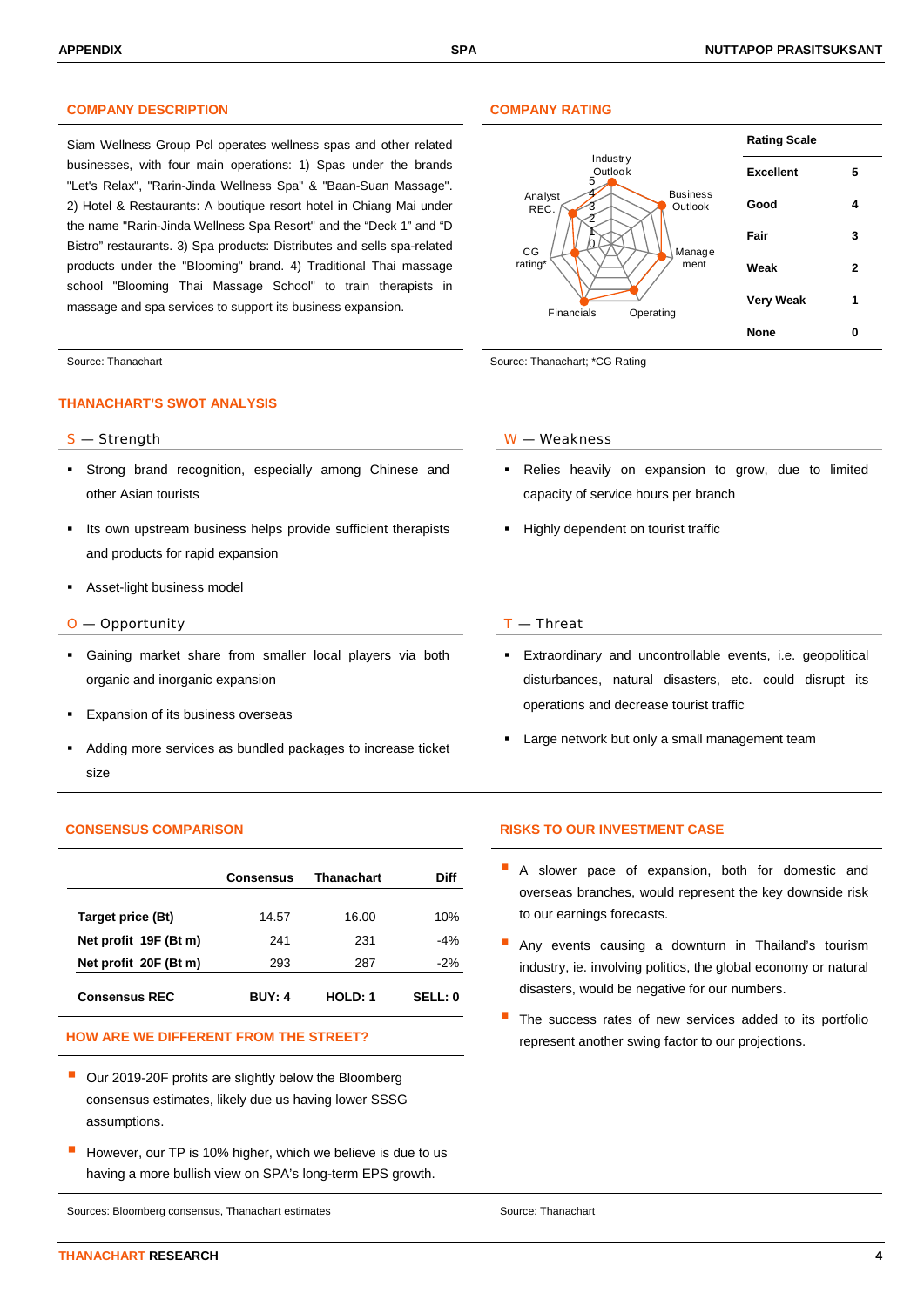## COMPANY DESCRIPTION

Siam Wellness Group Pcl operates wellness spas and other related businesses, with four main operations: 1) Spas under the brands "Let's Relax", "Rarin-Jinda Wellness Spa" & "Baan-Suan Massage". 2) Hotel & Restaurants: A boutique resort hotel in Chiang Mai under the name "Rarin-Jinda Wellness Spa Resort" and the "Deck 1" and "D Bistro" restaurants. 3) Spa products: Distributes and sells spa-related products under the "Blooming" brand. 4) Traditional Thai massage school "Blooming Thai Massage School" to train therapists in massage and spa services to support its business expansion.

Source: Thanachart

## COMPANY RATING

Radar chart axes: Industry Outlook, Business Outlook, Management, Operating, Financials, CG rating*, Analyst REC. (scale 0–5)

| Rating Scale | |
|---|---|
| Excellent | 5 |
| Good | 4 |
| Fair | 3 |
| Weak | 2 |
| Very Weak | 1 |
| None | 0 |

Source: Thanachart; *CG Rating

## THANACHART'S SWOT ANALYSIS

### S — Strength

- Strong brand recognition, especially among Chinese and other Asian tourists
- Its own upstream business helps provide sufficient therapists and products for rapid expansion
- Asset-light business model

### W — Weakness

- Relies heavily on expansion to grow, due to limited capacity of service hours per branch
- Highly dependent on tourist traffic

### O — Opportunity

- Gaining market share from smaller local players via both organic and inorganic expansion
- Expansion of its business overseas
- Adding more services as bundled packages to increase ticket size

### T — Threat

- Extraordinary and uncontrollable events, i.e. geopolitical disturbances, natural disasters, etc. could disrupt its operations and decrease tourist traffic
- Large network but only a small management team

## CONSENSUS COMPARISON

| | Consensus | Thanachart | Diff |
|---|---|---|---|
| **Target price (Bt)** | 14.57 | 16.00 | 10% |
| **Net profit 19F (Bt m)** | 241 | 231 | -4% |
| **Net profit 20F (Bt m)** | 293 | 287 | -2% |
| **Consensus REC** | **BUY: 4** | **HOLD: 1** | **SELL: 0** |

## HOW ARE WE DIFFERENT FROM THE STREET?

- Our 2019-20F profits are slightly below the Bloomberg consensus estimates, likely due us having lower SSSG assumptions.
- However, our TP is 10% higher, which we believe is due to us having a more bullish view on SPA's long-term EPS growth.

Sources: Bloomberg consensus, Thanachart estimates

## RISKS TO OUR INVESTMENT CASE

- A slower pace of expansion, both for domestic and overseas branches, would represent the key downside risk to our earnings forecasts.
- Any events causing a downturn in Thailand's tourism industry, ie. involving politics, the global economy or natural disasters, would be negative for our numbers.
- The success rates of new services added to its portfolio represent another swing factor to our projections.

Source: Thanachart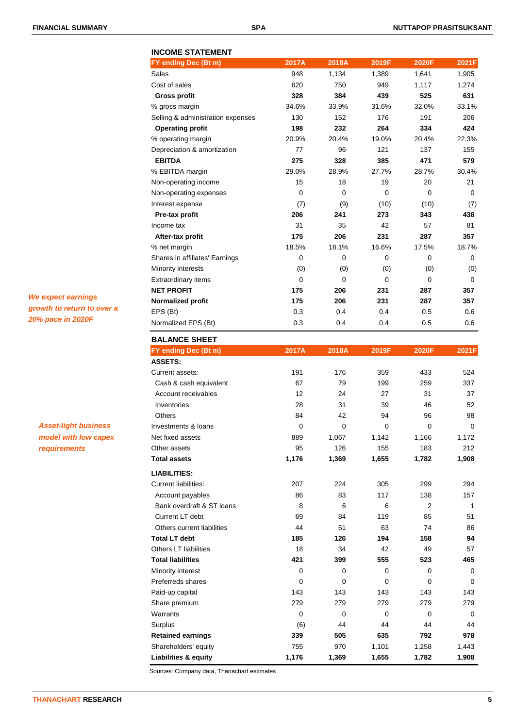We expect earnings growth to return to over a 20% pace in 2020F

Asset-light business model with low capex requirements

## INCOME STATEMENT

| FY ending Dec (Bt m) | 2017A | 2018A | 2019F | 2020F | 2021F |
|---|---|---|---|---|---|
| Sales | 948 | 1,134 | 1,389 | 1,641 | 1,905 |
| Cost of sales | 620 | 750 | 949 | 1,117 | 1,274 |
| **Gross profit** | **328** | **384** | **439** | **525** | **631** |
| % gross margin | 34.6% | 33.9% | 31.6% | 32.0% | 33.1% |
| Selling & administration expenses | 130 | 152 | 176 | 191 | 206 |
| **Operating profit** | **198** | **232** | **264** | **334** | **424** |
| % operating margin | 20.9% | 20.4% | 19.0% | 20.4% | 22.3% |
| Depreciation & amortization | 77 | 96 | 121 | 137 | 155 |
| **EBITDA** | **275** | **328** | **385** | **471** | **579** |
| % EBITDA margin | 29.0% | 28.9% | 27.7% | 28.7% | 30.4% |
| Non-operating income | 15 | 18 | 19 | 20 | 21 |
| Non-operating expenses | 0 | 0 | 0 | 0 | 0 |
| Interest expense | (7) | (9) | (10) | (10) | (7) |
| **Pre-tax profit** | **206** | **241** | **273** | **343** | **438** |
| Income tax | 31 | 35 | 42 | 57 | 81 |
| **After-tax profit** | **175** | **206** | **231** | **287** | **357** |
| % net margin | 18.5% | 18.1% | 16.6% | 17.5% | 18.7% |
| Shares in affiliates' Earnings | 0 | 0 | 0 | 0 | 0 |
| Minority interests | (0) | (0) | (0) | (0) | (0) |
| Extraordinary items | 0 | 0 | 0 | 0 | 0 |
| **NET PROFIT** | **175** | **206** | **231** | **287** | **357** |
| **Normalized profit** | **175** | **206** | **231** | **287** | **357** |
| EPS (Bt) | 0.3 | 0.4 | 0.4 | 0.5 | 0.6 |
| Normalized EPS (Bt) | 0.3 | 0.4 | 0.4 | 0.5 | 0.6 |

## BALANCE SHEET

| FY ending Dec (Bt m) | 2017A | 2018A | 2019F | 2020F | 2021F |
|---|---|---|---|---|---|
| **ASSETS:** | | | | | |
| Current assets: | 191 | 176 | 359 | 433 | 524 |
| Cash & cash equivalent | 67 | 79 | 199 | 259 | 337 |
| Account receivables | 12 | 24 | 27 | 31 | 37 |
| Inventories | 28 | 31 | 39 | 46 | 52 |
| Others | 84 | 42 | 94 | 96 | 98 |
| Investments & loans | 0 | 0 | 0 | 0 | 0 |
| Net fixed assets | 889 | 1,067 | 1,142 | 1,166 | 1,172 |
| Other assets | 95 | 126 | 155 | 183 | 212 |
| **Total assets** | **1,176** | **1,369** | **1,655** | **1,782** | **1,908** |
| **LIABILITIES:** | | | | | |
| Current liabilities: | 207 | 224 | 305 | 299 | 294 |
| Account payables | 86 | 83 | 117 | 138 | 157 |
| Bank overdraft & ST loans | 8 | 6 | 6 | 2 | 1 |
| Current LT debt | 69 | 84 | 119 | 85 | 51 |
| Others current liabilities | 44 | 51 | 63 | 74 | 86 |
| **Total LT debt** | **185** | **126** | **194** | **158** | **94** |
| Others LT liabilities | 18 | 34 | 42 | 49 | 57 |
| **Total liabilities** | **421** | **399** | **555** | **523** | **465** |
| Minority interest | 0 | 0 | 0 | 0 | 0 |
| Preferreds shares | 0 | 0 | 0 | 0 | 0 |
| Paid-up capital | 143 | 143 | 143 | 143 | 143 |
| Share premium | 279 | 279 | 279 | 279 | 279 |
| Warrants | 0 | 0 | 0 | 0 | 0 |
| Surplus | (6) | 44 | 44 | 44 | 44 |
| **Retained earnings** | **339** | **505** | **635** | **792** | **978** |
| Shareholders' equity | 755 | 970 | 1,101 | 1,258 | 1,443 |
| **Liabilities & equity** | **1,176** | **1,369** | **1,655** | **1,782** | **1,908** |

Sources: Company data, Thanachart estimates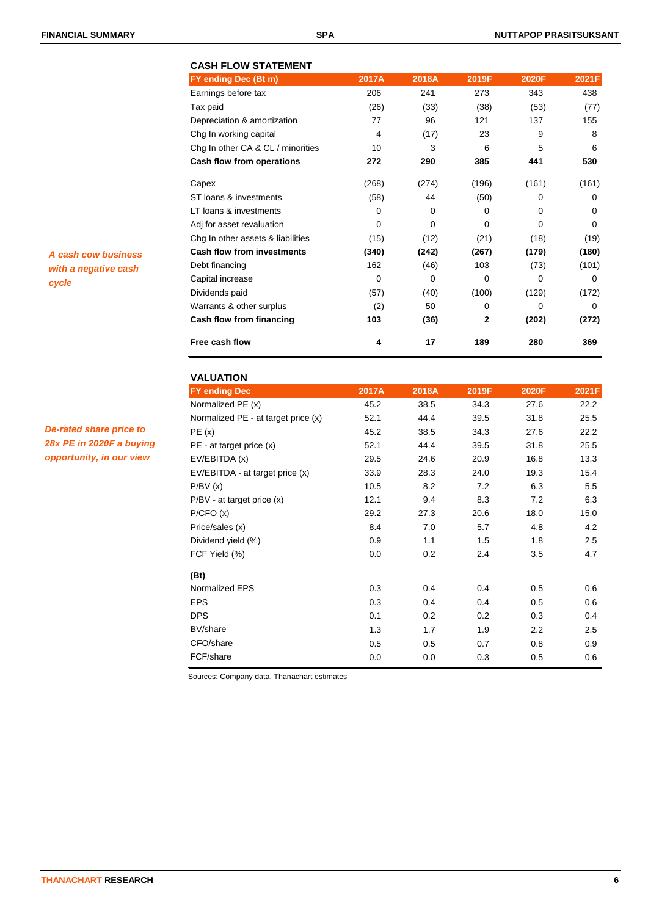## CASH FLOW STATEMENT

| FY ending Dec (Bt m) | 2017A | 2018A | 2019F | 2020F | 2021F |
|---|---|---|---|---|---|
| Earnings before tax | 206 | 241 | 273 | 343 | 438 |
| Tax paid | (26) | (33) | (38) | (53) | (77) |
| Depreciation & amortization | 77 | 96 | 121 | 137 | 155 |
| Chg In working capital | 4 | (17) | 23 | 9 | 8 |
| Chg In other CA & CL / minorities | 10 | 3 | 6 | 5 | 6 |
| **Cash flow from operations** | **272** | **290** | **385** | **441** | **530** |
| Capex | (268) | (274) | (196) | (161) | (161) |
| ST loans & investments | (58) | 44 | (50) | 0 | 0 |
| LT loans & investments | 0 | 0 | 0 | 0 | 0 |
| Adj for asset revaluation | 0 | 0 | 0 | 0 | 0 |
| Chg In other assets & liabilities | (15) | (12) | (21) | (18) | (19) |
| **Cash flow from investments** | **(340)** | **(242)** | **(267)** | **(179)** | **(180)** |
| Debt financing | 162 | (46) | 103 | (73) | (101) |
| Capital increase | 0 | 0 | 0 | 0 | 0 |
| Dividends paid | (57) | (40) | (100) | (129) | (172) |
| Warrants & other surplus | (2) | 50 | 0 | 0 | 0 |
| **Cash flow from financing** | **103** | **(36)** | **2** | **(202)** | **(272)** |
| **Free cash flow** | **4** | **17** | **189** | **280** | **369** |

*A cash cow business with a negative cash cycle*

## VALUATION

| FY ending Dec | 2017A | 2018A | 2019F | 2020F | 2021F |
|---|---|---|---|---|---|
| Normalized PE (x) | 45.2 | 38.5 | 34.3 | 27.6 | 22.2 |
| Normalized PE - at target price (x) | 52.1 | 44.4 | 39.5 | 31.8 | 25.5 |
| PE (x) | 45.2 | 38.5 | 34.3 | 27.6 | 22.2 |
| PE - at target price (x) | 52.1 | 44.4 | 39.5 | 31.8 | 25.5 |
| EV/EBITDA (x) | 29.5 | 24.6 | 20.9 | 16.8 | 13.3 |
| EV/EBITDA - at target price (x) | 33.9 | 28.3 | 24.0 | 19.3 | 15.4 |
| P/BV (x) | 10.5 | 8.2 | 7.2 | 6.3 | 5.5 |
| P/BV - at target price (x) | 12.1 | 9.4 | 8.3 | 7.2 | 6.3 |
| P/CFO (x) | 29.2 | 27.3 | 20.6 | 18.0 | 15.0 |
| Price/sales (x) | 8.4 | 7.0 | 5.7 | 4.8 | 4.2 |
| Dividend yield (%) | 0.9 | 1.1 | 1.5 | 1.8 | 2.5 |
| FCF Yield (%) | 0.0 | 0.2 | 2.4 | 3.5 | 4.7 |
| **(Bt)** | | | | | |
| Normalized EPS | 0.3 | 0.4 | 0.4 | 0.5 | 0.6 |
| EPS | 0.3 | 0.4 | 0.4 | 0.5 | 0.6 |
| DPS | 0.1 | 0.2 | 0.2 | 0.3 | 0.4 |
| BV/share | 1.3 | 1.7 | 1.9 | 2.2 | 2.5 |
| CFO/share | 0.5 | 0.5 | 0.7 | 0.8 | 0.9 |
| FCF/share | 0.0 | 0.0 | 0.3 | 0.5 | 0.6 |

*De-rated share price to 28x PE in 2020F a buying opportunity, in our view*

Sources: Company data, Thanachart estimates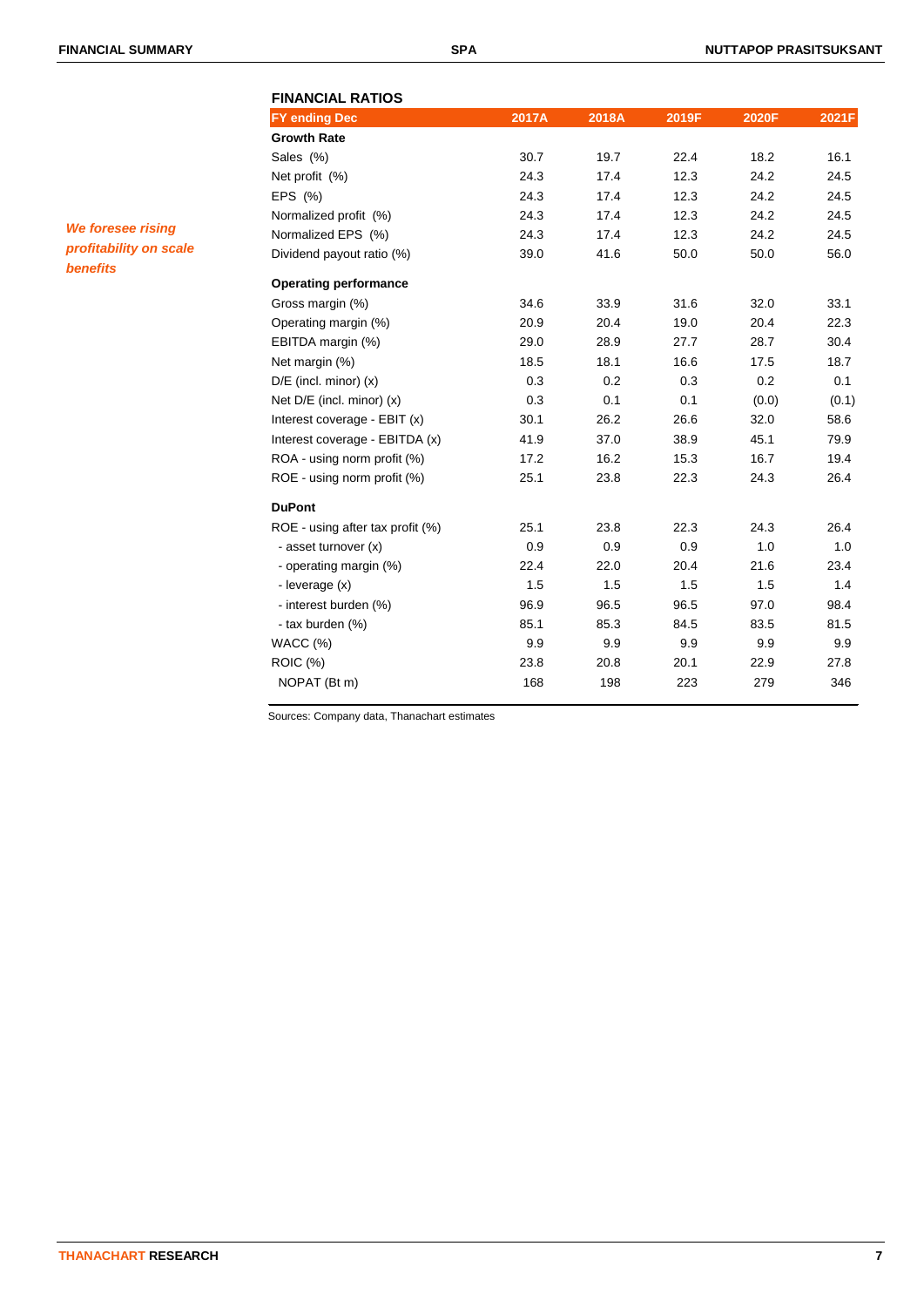*We foresee rising profitability on scale benefits*

## FINANCIAL RATIOS

| FY ending Dec | 2017A | 2018A | 2019F | 2020F | 2021F |
|---|---|---|---|---|---|
| **Growth Rate** | | | | | |
| Sales (%) | 30.7 | 19.7 | 22.4 | 18.2 | 16.1 |
| Net profit (%) | 24.3 | 17.4 | 12.3 | 24.2 | 24.5 |
| EPS (%) | 24.3 | 17.4 | 12.3 | 24.2 | 24.5 |
| Normalized profit (%) | 24.3 | 17.4 | 12.3 | 24.2 | 24.5 |
| Normalized EPS (%) | 24.3 | 17.4 | 12.3 | 24.2 | 24.5 |
| Dividend payout ratio (%) | 39.0 | 41.6 | 50.0 | 50.0 | 56.0 |
| **Operating performance** | | | | | |
| Gross margin (%) | 34.6 | 33.9 | 31.6 | 32.0 | 33.1 |
| Operating margin (%) | 20.9 | 20.4 | 19.0 | 20.4 | 22.3 |
| EBITDA margin (%) | 29.0 | 28.9 | 27.7 | 28.7 | 30.4 |
| Net margin (%) | 18.5 | 18.1 | 16.6 | 17.5 | 18.7 |
| D/E (incl. minor) (x) | 0.3 | 0.2 | 0.3 | 0.2 | 0.1 |
| Net D/E (incl. minor) (x) | 0.3 | 0.1 | 0.1 | (0.0) | (0.1) |
| Interest coverage - EBIT (x) | 30.1 | 26.2 | 26.6 | 32.0 | 58.6 |
| Interest coverage - EBITDA (x) | 41.9 | 37.0 | 38.9 | 45.1 | 79.9 |
| ROA - using norm profit (%) | 17.2 | 16.2 | 15.3 | 16.7 | 19.4 |
| ROE - using norm profit (%) | 25.1 | 23.8 | 22.3 | 24.3 | 26.4 |
| **DuPont** | | | | | |
| ROE - using after tax profit (%) | 25.1 | 23.8 | 22.3 | 24.3 | 26.4 |
| - asset turnover (x) | 0.9 | 0.9 | 0.9 | 1.0 | 1.0 |
| - operating margin (%) | 22.4 | 22.0 | 20.4 | 21.6 | 23.4 |
| - leverage (x) | 1.5 | 1.5 | 1.5 | 1.5 | 1.4 |
| - interest burden (%) | 96.9 | 96.5 | 96.5 | 97.0 | 98.4 |
| - tax burden (%) | 85.1 | 85.3 | 84.5 | 83.5 | 81.5 |
| WACC (%) | 9.9 | 9.9 | 9.9 | 9.9 | 9.9 |
| ROIC (%) | 23.8 | 20.8 | 20.1 | 22.9 | 27.8 |
| NOPAT (Bt m) | 168 | 198 | 223 | 279 | 346 |

Sources: Company data, Thanachart estimates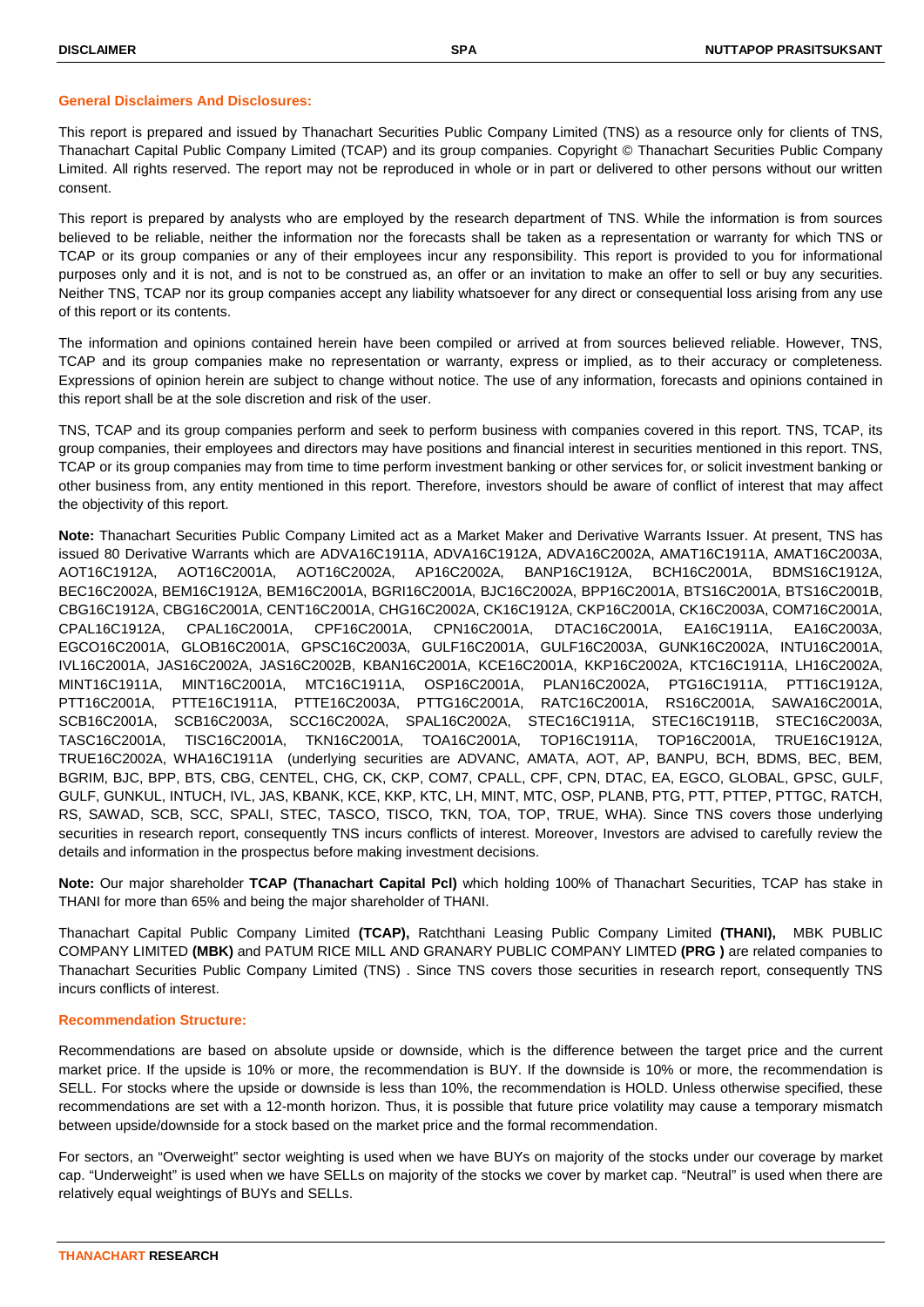## General Disclaimers And Disclosures:

This report is prepared and issued by Thanachart Securities Public Company Limited (TNS) as a resource only for clients of TNS, Thanachart Capital Public Company Limited (TCAP) and its group companies. Copyright © Thanachart Securities Public Company Limited. All rights reserved. The report may not be reproduced in whole or in part or delivered to other persons without our written consent.

This report is prepared by analysts who are employed by the research department of TNS. While the information is from sources believed to be reliable, neither the information nor the forecasts shall be taken as a representation or warranty for which TNS or TCAP or its group companies or any of their employees incur any responsibility. This report is provided to you for informational purposes only and it is not, and is not to be construed as, an offer or an invitation to make an offer to sell or buy any securities. Neither TNS, TCAP nor its group companies accept any liability whatsoever for any direct or consequential loss arising from any use of this report or its contents.

The information and opinions contained herein have been compiled or arrived at from sources believed reliable. However, TNS, TCAP and its group companies make no representation or warranty, express or implied, as to their accuracy or completeness. Expressions of opinion herein are subject to change without notice. The use of any information, forecasts and opinions contained in this report shall be at the sole discretion and risk of the user.

TNS, TCAP and its group companies perform and seek to perform business with companies covered in this report. TNS, TCAP, its group companies, their employees and directors may have positions and financial interest in securities mentioned in this report. TNS, TCAP or its group companies may from time to time perform investment banking or other services for, or solicit investment banking or other business from, any entity mentioned in this report. Therefore, investors should be aware of conflict of interest that may affect the objectivity of this report.

**Note:** Thanachart Securities Public Company Limited act as a Market Maker and Derivative Warrants Issuer. At present, TNS has issued 80 Derivative Warrants which are ADVA16C1911A, ADVA16C1912A, ADVA16C2002A, AMAT16C1911A, AMAT16C2003A, AOT16C1912A, AOT16C2001A, AOT16C2002A, AP16C2002A, BANP16C1912A, BCH16C2001A, BDMS16C1912A, BEC16C2002A, BEM16C1912A, BEM16C2001A, BGRI16C2001A, BJC16C2002A, BPP16C2001A, BTS16C2001A, BTS16C2001B, CBG16C1912A, CBG16C2001A, CENT16C2001A, CHG16C2002A, CK16C1912A, CKP16C2001A, CK16C2003A, COM716C2001A, CPAL16C1912A, CPAL16C2001A, CPF16C2001A, CPN16C2001A, DTAC16C2001A, EA16C1911A, EA16C2003A, EGCO16C2001A, GLOB16C2001A, GPSC16C2003A, GULF16C2001A, GULF16C2003A, GUNK16C2002A, INTU16C2001A, IVL16C2001A, JAS16C2002A, JAS16C2002B, KBAN16C2001A, KCE16C2001A, KKP16C2002A, KTC16C1911A, LH16C2002A, MINT16C1911A, MINT16C2001A, MTC16C1911A, OSP16C2001A, PLAN16C2002A, PTG16C1911A, PTT16C1912A, PTT16C2001A, PTTE16C1911A, PTTE16C2003A, PTTG16C2001A, RATC16C2001A, RS16C2001A, SAWA16C2001A, SCB16C2001A, SCB16C2003A, SCC16C2002A, SPAL16C2002A, STEC16C1911A, STEC16C1911B, STEC16C2003A, TASC16C2001A, TISC16C2001A, TKN16C2001A, TOA16C2001A, TOP16C1911A, TOP16C2001A, TRUE16C1912A, TRUE16C2002A, WHA16C1911A (underlying securities are ADVANC, AMATA, AOT, AP, BANPU, BCH, BDMS, BEC, BEM, BGRIM, BJC, BPP, BTS, CBG, CENTEL, CHG, CK, CKP, COM7, CPALL, CPF, CPN, DTAC, EA, EGCO, GLOBAL, GPSC, GULF, GULF, GUNKUL, INTUCH, IVL, JAS, KBANK, KCE, KKP, KTC, LH, MINT, MTC, OSP, PLANB, PTG, PTT, PTTEP, PTTGC, RATCH, RS, SAWAD, SCB, SCC, SPALI, STEC, TASCO, TISCO, TKN, TOA, TOP, TRUE, WHA). Since TNS covers those underlying securities in research report, consequently TNS incurs conflicts of interest. Moreover, Investors are advised to carefully review the details and information in the prospectus before making investment decisions.

**Note:** Our major shareholder **TCAP (Thanachart Capital Pcl)** which holding 100% of Thanachart Securities, TCAP has stake in THANI for more than 65% and being the major shareholder of THANI.

Thanachart Capital Public Company Limited **(TCAP),** Ratchthani Leasing Public Company Limited **(THANI),** MBK PUBLIC COMPANY LIMITED **(MBK)** and PATUM RICE MILL AND GRANARY PUBLIC COMPANY LIMTED **(PRG )** are related companies to Thanachart Securities Public Company Limited (TNS) . Since TNS covers those securities in research report, consequently TNS incurs conflicts of interest.

## Recommendation Structure:

Recommendations are based on absolute upside or downside, which is the difference between the target price and the current market price. If the upside is 10% or more, the recommendation is BUY. If the downside is 10% or more, the recommendation is SELL. For stocks where the upside or downside is less than 10%, the recommendation is HOLD. Unless otherwise specified, these recommendations are set with a 12-month horizon. Thus, it is possible that future price volatility may cause a temporary mismatch between upside/downside for a stock based on the market price and the formal recommendation.

For sectors, an "Overweight" sector weighting is used when we have BUYs on majority of the stocks under our coverage by market cap. "Underweight" is used when we have SELLs on majority of the stocks we cover by market cap. "Neutral" is used when there are relatively equal weightings of BUYs and SELLs.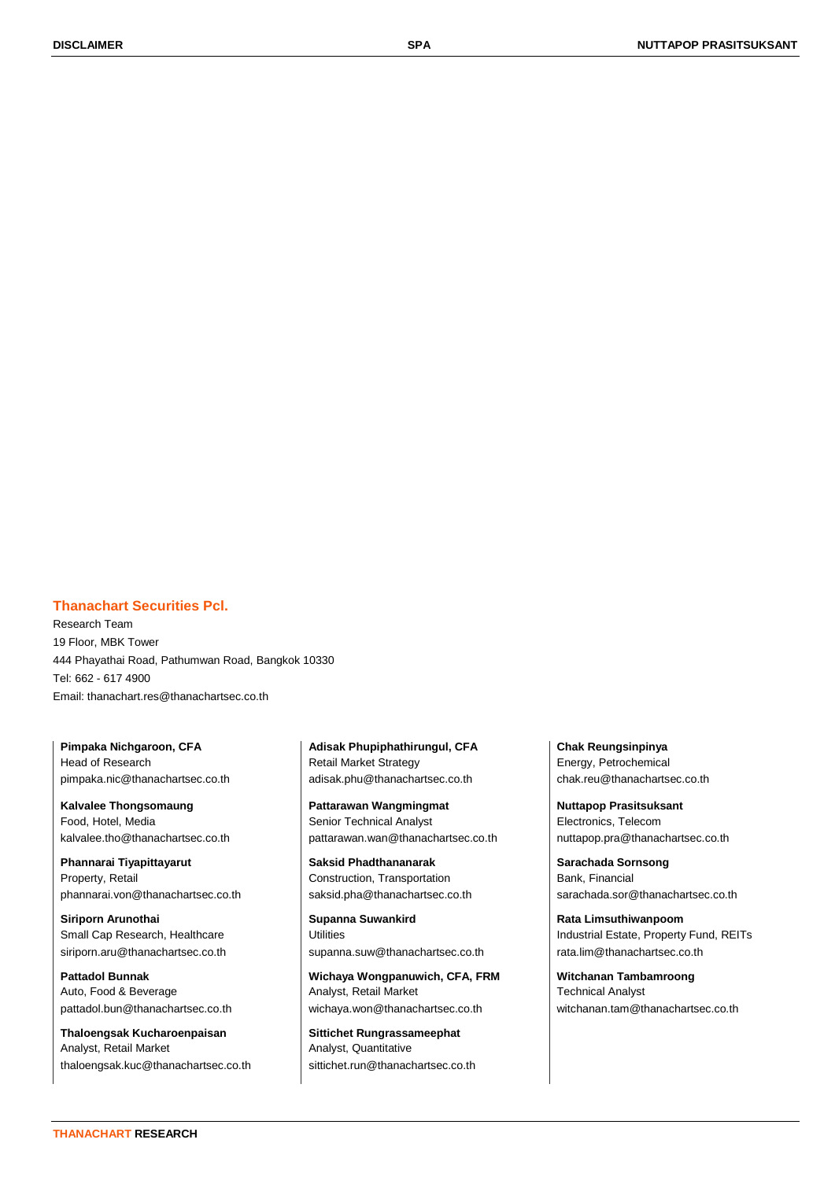## Thanachart Securities Pcl.

Research Team
19 Floor, MBK Tower
444 Phayathai Road, Pathumwan Road, Bangkok 10330
Tel: 662 - 617 4900
Email: thanachart.res@thanachartsec.co.th

**Pimpaka Nichgaroon, CFA**
Head of Research
pimpaka.nic@thanachartsec.co.th

**Kalvalee Thongsomaung**
Food, Hotel, Media
kalvalee.tho@thanachartsec.co.th

**Phannarai Tiyapittayarut**
Property, Retail
phannarai.von@thanachartsec.co.th

**Siriporn Arunothai**
Small Cap Research, Healthcare
siriporn.aru@thanachartsec.co.th

**Pattadol Bunnak**
Auto, Food & Beverage
pattadol.bun@thanachartsec.co.th

**Thaloengsak Kucharoenpaisan**
Analyst, Retail Market
thaloengsak.kuc@thanachartsec.co.th

**Adisak Phupiphathirungul, CFA**
Retail Market Strategy
adisak.phu@thanachartsec.co.th

**Pattarawan Wangmingmat**
Senior Technical Analyst
pattarawan.wan@thanachartsec.co.th

**Saksid Phadthananarak**
Construction, Transportation
saksid.pha@thanachartsec.co.th

**Supanna Suwankird**
Utilities
supanna.suw@thanachartsec.co.th

**Wichaya Wongpanuwich, CFA, FRM**
Analyst, Retail Market
wichaya.won@thanachartsec.co.th

**Sittichet Rungrassameephat**
Analyst, Quantitative
sittichet.run@thanachartsec.co.th

**Chak Reungsinpinya**
Energy, Petrochemical
chak.reu@thanachartsec.co.th

**Nuttapop Prasitsuksant**
Electronics, Telecom
nuttapop.pra@thanachartsec.co.th

**Sarachada Sornsong**
Bank, Financial
sarachada.sor@thanachartsec.co.th

**Rata Limsuthiwanpoom**
Industrial Estate, Property Fund, REITs
rata.lim@thanachartsec.co.th

**Witchanan Tambamroong**
Technical Analyst
witchanan.tam@thanachartsec.co.th